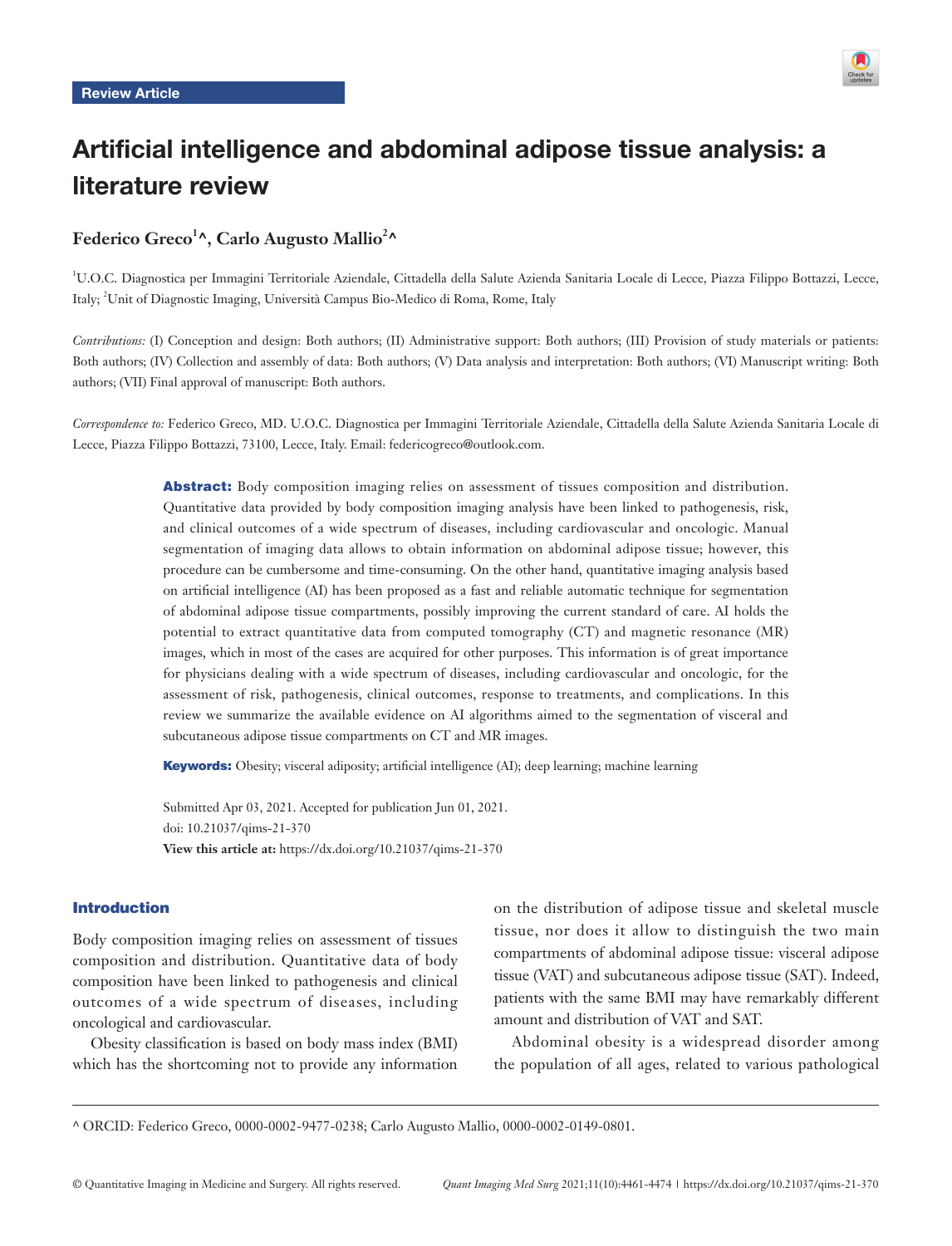Review Article

# Artificial intelligence and abdominal adipose tissue analysis: a literature review

**Federico Greco[1]^, Carlo Augusto Mallio[2]^**

[1]U.O.C. Diagnostica per Immagini Territoriale Aziendale, Cittadella della Salute Azienda Sanitaria Locale di Lecce, Piazza Filippo Bottazzi, Lecce, Italy; [2]Unit of Diagnostic Imaging, Università Campus Bio-Medico di Roma, Rome, Italy

*Contributions:* (I) Conception and design: Both authors; (II) Administrative support: Both authors; (III) Provision of study materials or patients: Both authors; (IV) Collection and assembly of data: Both authors; (V) Data analysis and interpretation: Both authors; (VI) Manuscript writing: Both authors; (VII) Final approval of manuscript: Both authors.

*Correspondence to:* Federico Greco, MD. U.O.C. Diagnostica per Immagini Territoriale Aziendale, Cittadella della Salute Azienda Sanitaria Locale di Lecce, Piazza Filippo Bottazzi, 73100, Lecce, Italy. Email: federicogreco@outlook.com.

**Abstract:** Body composition imaging relies on assessment of tissues composition and distribution. Quantitative data provided by body composition imaging analysis have been linked to pathogenesis, risk, and clinical outcomes of a wide spectrum of diseases, including cardiovascular and oncologic. Manual segmentation of imaging data allows to obtain information on abdominal adipose tissue; however, this procedure can be cumbersome and time-consuming. On the other hand, quantitative imaging analysis based on artificial intelligence (AI) has been proposed as a fast and reliable automatic technique for segmentation of abdominal adipose tissue compartments, possibly improving the current standard of care. AI holds the potential to extract quantitative data from computed tomography (CT) and magnetic resonance (MR) images, which in most of the cases are acquired for other purposes. This information is of great importance for physicians dealing with a wide spectrum of diseases, including cardiovascular and oncologic, for the assessment of risk, pathogenesis, clinical outcomes, response to treatments, and complications. In this review we summarize the available evidence on AI algorithms aimed to the segmentation of visceral and subcutaneous adipose tissue compartments on CT and MR images.

**Keywords:** Obesity; visceral adiposity; artificial intelligence (AI); deep learning; machine learning

Submitted Apr 03, 2021. Accepted for publication Jun 01, 2021.
doi: 10.21037/qims-21-370
**View this article at:** https://dx.doi.org/10.21037/qims-21-370

## Introduction

Body composition imaging relies on assessment of tissues composition and distribution. Quantitative data of body composition have been linked to pathogenesis and clinical outcomes of a wide spectrum of diseases, including oncological and cardiovascular.

Obesity classification is based on body mass index (BMI) which has the shortcoming not to provide any information on the distribution of adipose tissue and skeletal muscle tissue, nor does it allow to distinguish the two main compartments of abdominal adipose tissue: visceral adipose tissue (VAT) and subcutaneous adipose tissue (SAT). Indeed, patients with the same BMI may have remarkably different amount and distribution of VAT and SAT.

Abdominal obesity is a widespread disorder among the population of all ages, related to various pathological

^ ORCID: Federico Greco, 0000-0002-9477-0238; Carlo Augusto Mallio, 0000-0002-0149-0801.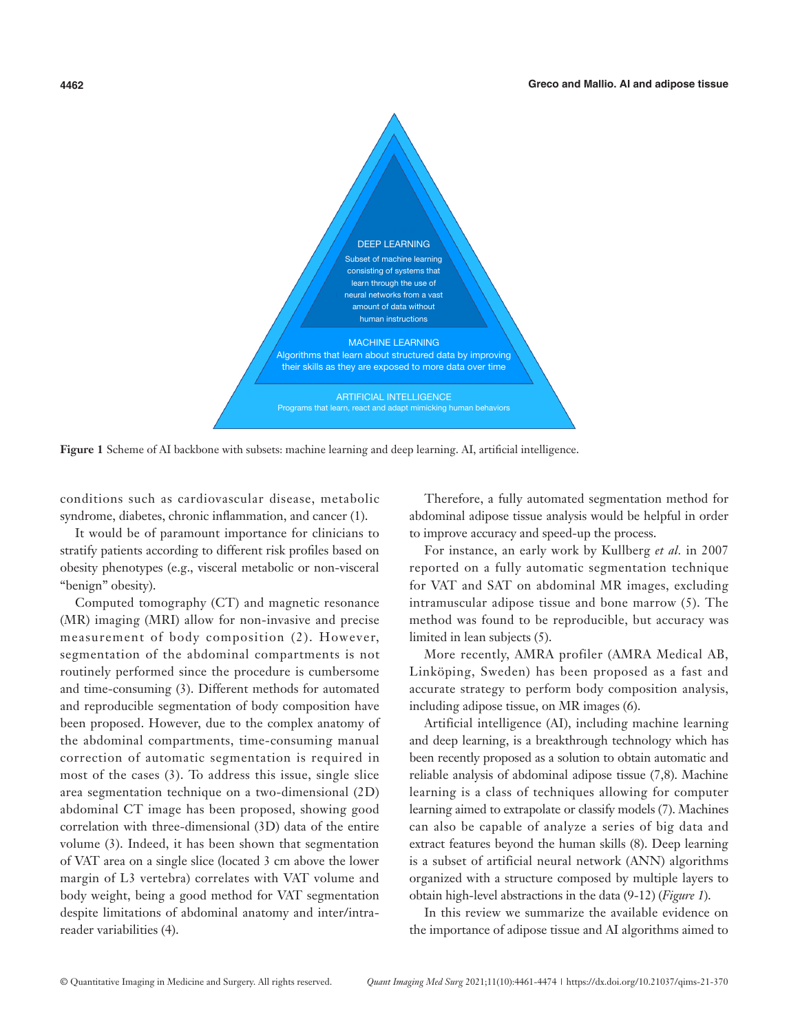DEEP LEARNING
Subset of machine learning consisting of systems that learn through the use of neural networks from a vast amount of data without human instructions

MACHINE LEARNING
Algorithms that learn about structured data by improving their skills as they are exposed to more data over time

ARTIFICIAL INTELLIGENCE
Programs that learn, react and adapt mimicking human behaviors

**Figure 1** Scheme of AI backbone with subsets: machine learning and deep learning. AI, artificial intelligence.

conditions such as cardiovascular disease, metabolic syndrome, diabetes, chronic inflammation, and cancer (1).

It would be of paramount importance for clinicians to stratify patients according to different risk profiles based on obesity phenotypes (e.g., visceral metabolic or non-visceral "benign" obesity).

Computed tomography (CT) and magnetic resonance (MR) imaging (MRI) allow for non-invasive and precise measurement of body composition (2). However, segmentation of the abdominal compartments is not routinely performed since the procedure is cumbersome and time-consuming (3). Different methods for automated and reproducible segmentation of body composition have been proposed. However, due to the complex anatomy of the abdominal compartments, time-consuming manual correction of automatic segmentation is required in most of the cases (3). To address this issue, single slice area segmentation technique on a two-dimensional (2D) abdominal CT image has been proposed, showing good correlation with three-dimensional (3D) data of the entire volume (3). Indeed, it has been shown that segmentation of VAT area on a single slice (located 3 cm above the lower margin of L3 vertebra) correlates with VAT volume and body weight, being a good method for VAT segmentation despite limitations of abdominal anatomy and inter/intra-reader variabilities (4).

Therefore, a fully automated segmentation method for abdominal adipose tissue analysis would be helpful in order to improve accuracy and speed-up the process.

For instance, an early work by Kullberg *et al.* in 2007 reported on a fully automatic segmentation technique for VAT and SAT on abdominal MR images, excluding intramuscular adipose tissue and bone marrow (5). The method was found to be reproducible, but accuracy was limited in lean subjects (5).

More recently, AMRA profiler (AMRA Medical AB, Linköping, Sweden) has been proposed as a fast and accurate strategy to perform body composition analysis, including adipose tissue, on MR images (6).

Artificial intelligence (AI), including machine learning and deep learning, is a breakthrough technology which has been recently proposed as a solution to obtain automatic and reliable analysis of abdominal adipose tissue (7,8). Machine learning is a class of techniques allowing for computer learning aimed to extrapolate or classify models (7). Machines can also be capable of analyze a series of big data and extract features beyond the human skills (8). Deep learning is a subset of artificial neural network (ANN) algorithms organized with a structure composed by multiple layers to obtain high-level abstractions in the data (9-12) (*Figure 1*).

In this review we summarize the available evidence on the importance of adipose tissue and AI algorithms aimed to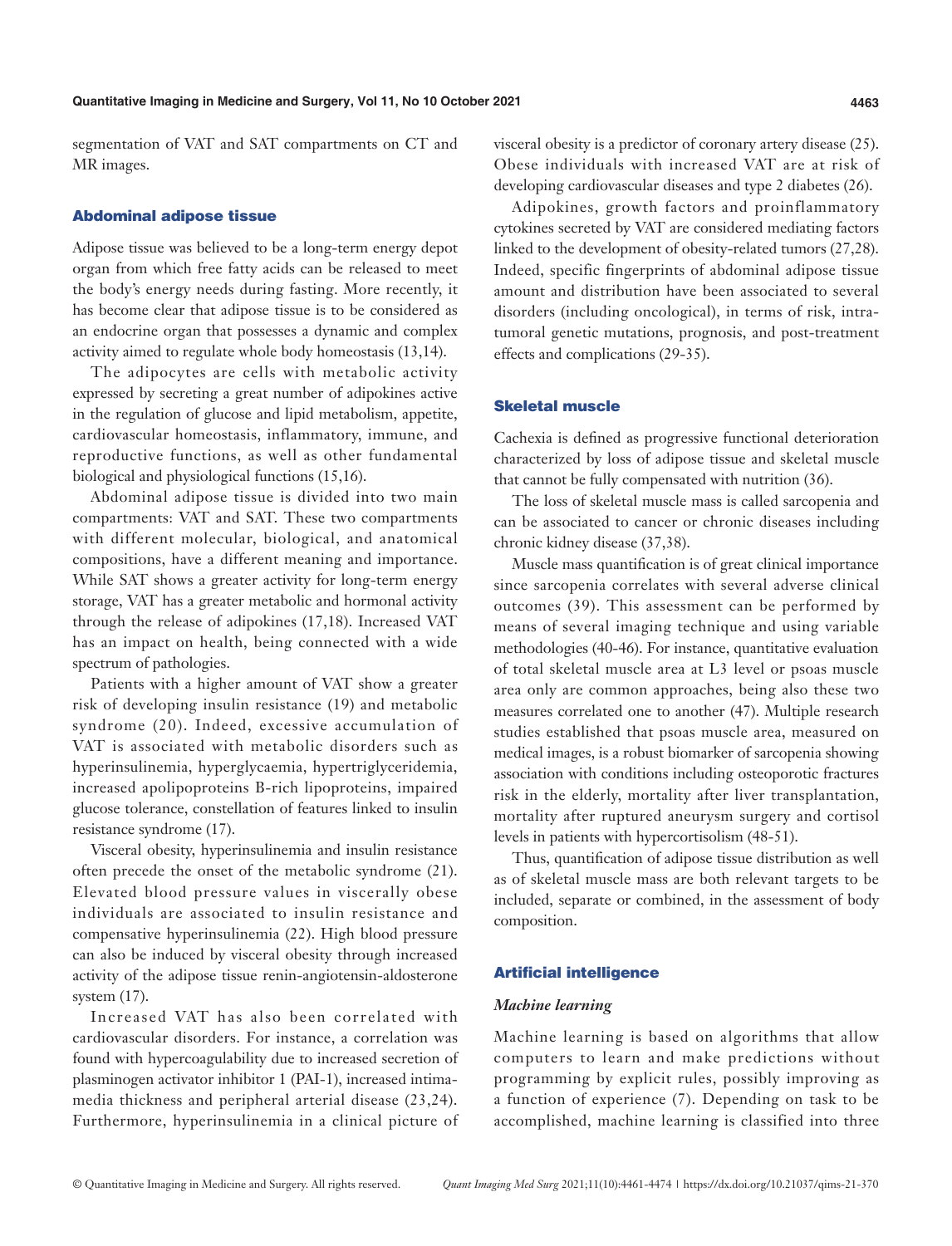segmentation of VAT and SAT compartments on CT and MR images.

## Abdominal adipose tissue

Adipose tissue was believed to be a long-term energy depot organ from which free fatty acids can be released to meet the body's energy needs during fasting. More recently, it has become clear that adipose tissue is to be considered as an endocrine organ that possesses a dynamic and complex activity aimed to regulate whole body homeostasis (13,14).

The adipocytes are cells with metabolic activity expressed by secreting a great number of adipokines active in the regulation of glucose and lipid metabolism, appetite, cardiovascular homeostasis, inflammatory, immune, and reproductive functions, as well as other fundamental biological and physiological functions (15,16).

Abdominal adipose tissue is divided into two main compartments: VAT and SAT. These two compartments with different molecular, biological, and anatomical compositions, have a different meaning and importance. While SAT shows a greater activity for long-term energy storage, VAT has a greater metabolic and hormonal activity through the release of adipokines (17,18). Increased VAT has an impact on health, being connected with a wide spectrum of pathologies.

Patients with a higher amount of VAT show a greater risk of developing insulin resistance (19) and metabolic syndrome (20). Indeed, excessive accumulation of VAT is associated with metabolic disorders such as hyperinsulinemia, hyperglycaemia, hypertriglyceridemia, increased apolipoproteins B-rich lipoproteins, impaired glucose tolerance, constellation of features linked to insulin resistance syndrome (17).

Visceral obesity, hyperinsulinemia and insulin resistance often precede the onset of the metabolic syndrome (21). Elevated blood pressure values in viscerally obese individuals are associated to insulin resistance and compensative hyperinsulinemia (22). High blood pressure can also be induced by visceral obesity through increased activity of the adipose tissue renin-angiotensin-aldosterone system (17).

Increased VAT has also been correlated with cardiovascular disorders. For instance, a correlation was found with hypercoagulability due to increased secretion of plasminogen activator inhibitor 1 (PAI-1), increased intima-media thickness and peripheral arterial disease (23,24). Furthermore, hyperinsulinemia in a clinical picture of visceral obesity is a predictor of coronary artery disease (25). Obese individuals with increased VAT are at risk of developing cardiovascular diseases and type 2 diabetes (26).

Adipokines, growth factors and proinflammatory cytokines secreted by VAT are considered mediating factors linked to the development of obesity-related tumors (27,28). Indeed, specific fingerprints of abdominal adipose tissue amount and distribution have been associated to several disorders (including oncological), in terms of risk, intra-tumoral genetic mutations, prognosis, and post-treatment effects and complications (29-35).

## Skeletal muscle

Cachexia is defined as progressive functional deterioration characterized by loss of adipose tissue and skeletal muscle that cannot be fully compensated with nutrition (36).

The loss of skeletal muscle mass is called sarcopenia and can be associated to cancer or chronic diseases including chronic kidney disease (37,38).

Muscle mass quantification is of great clinical importance since sarcopenia correlates with several adverse clinical outcomes (39). This assessment can be performed by means of several imaging technique and using variable methodologies (40-46). For instance, quantitative evaluation of total skeletal muscle area at L3 level or psoas muscle area only are common approaches, being also these two measures correlated one to another (47). Multiple research studies established that psoas muscle area, measured on medical images, is a robust biomarker of sarcopenia showing association with conditions including osteoporotic fractures risk in the elderly, mortality after liver transplantation, mortality after ruptured aneurysm surgery and cortisol levels in patients with hypercortisolism (48-51).

Thus, quantification of adipose tissue distribution as well as of skeletal muscle mass are both relevant targets to be included, separate or combined, in the assessment of body composition.

## Artificial intelligence

### *Machine learning*

Machine learning is based on algorithms that allow computers to learn and make predictions without programming by explicit rules, possibly improving as a function of experience (7). Depending on task to be accomplished, machine learning is classified into three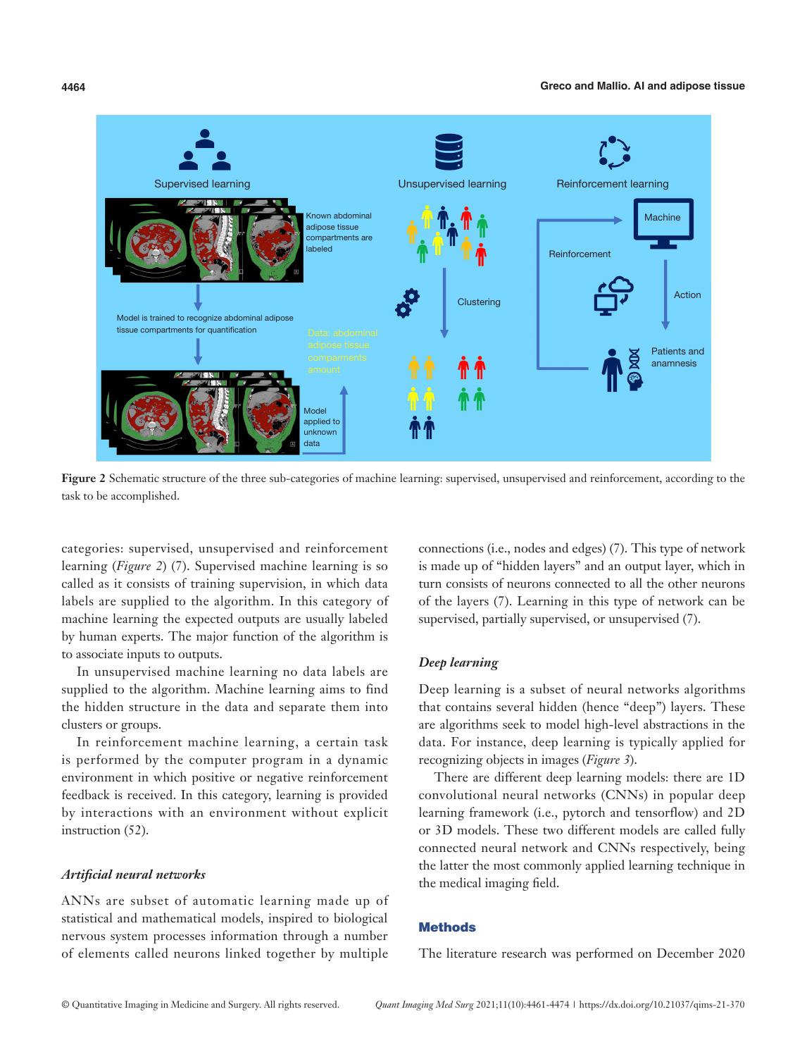**Figure 2** Schematic structure of the three sub-categories of machine learning: supervised, unsupervised and reinforcement, according to the task to be accomplished.

categories: supervised, unsupervised and reinforcement learning (*Figure 2*) (7). Supervised machine learning is so called as it consists of training supervision, in which data labels are supplied to the algorithm. In this category of machine learning the expected outputs are usually labeled by human experts. The major function of the algorithm is to associate inputs to outputs.

In unsupervised machine learning no data labels are supplied to the algorithm. Machine learning aims to find the hidden structure in the data and separate them into clusters or groups.

In reinforcement machine learning, a certain task is performed by the computer program in a dynamic environment in which positive or negative reinforcement feedback is received. In this category, learning is provided by interactions with an environment without explicit instruction (52).

### *Artificial neural networks*

ANNs are subset of automatic learning made up of statistical and mathematical models, inspired to biological nervous system processes information through a number of elements called neurons linked together by multiple connections (i.e., nodes and edges) (7). This type of network is made up of "hidden layers" and an output layer, which in turn consists of neurons connected to all the other neurons of the layers (7). Learning in this type of network can be supervised, partially supervised, or unsupervised (7).

### *Deep learning*

Deep learning is a subset of neural networks algorithms that contains several hidden (hence "deep") layers. These are algorithms seek to model high-level abstractions in the data. For instance, deep learning is typically applied for recognizing objects in images (*Figure 3*).

There are different deep learning models: there are 1D convolutional neural networks (CNNs) in popular deep learning framework (i.e., pytorch and tensorflow) and 2D or 3D models. These two different models are called fully connected neural network and CNNs respectively, being the latter the most commonly applied learning technique in the medical imaging field.

## Methods

The literature research was performed on December 2020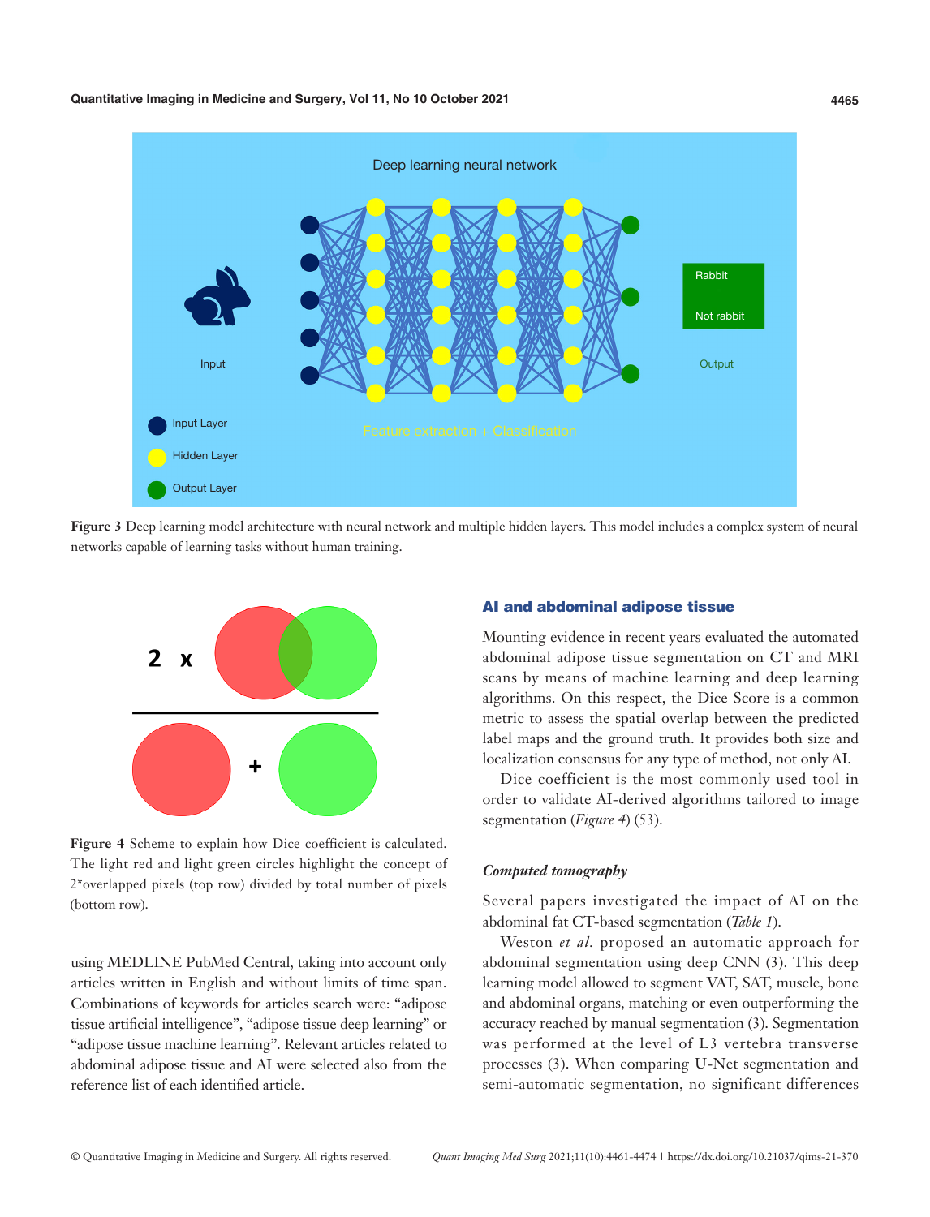**Figure 3** Deep learning model architecture with neural network and multiple hidden layers. This model includes a complex system of neural networks capable of learning tasks without human training.

**Figure 4** Scheme to explain how Dice coefficient is calculated. The light red and light green circles highlight the concept of 2*overlapped pixels (top row) divided by total number of pixels (bottom row).

using MEDLINE PubMed Central, taking into account only articles written in English and without limits of time span. Combinations of keywords for articles search were: "adipose tissue artificial intelligence", "adipose tissue deep learning" or "adipose tissue machine learning". Relevant articles related to abdominal adipose tissue and AI were selected also from the reference list of each identified article.

## AI and abdominal adipose tissue

Mounting evidence in recent years evaluated the automated abdominal adipose tissue segmentation on CT and MRI scans by means of machine learning and deep learning algorithms. On this respect, the Dice Score is a common metric to assess the spatial overlap between the predicted label maps and the ground truth. It provides both size and localization consensus for any type of method, not only AI.

Dice coefficient is the most commonly used tool in order to validate AI-derived algorithms tailored to image segmentation (*Figure 4*) (53).

### *Computed tomography*

Several papers investigated the impact of AI on the abdominal fat CT-based segmentation (*Table 1*).

Weston *et al.* proposed an automatic approach for abdominal segmentation using deep CNN (3). This deep learning model allowed to segment VAT, SAT, muscle, bone and abdominal organs, matching or even outperforming the accuracy reached by manual segmentation (3). Segmentation was performed at the level of L3 vertebra transverse processes (3). When comparing U-Net segmentation and semi-automatic segmentation, no significant differences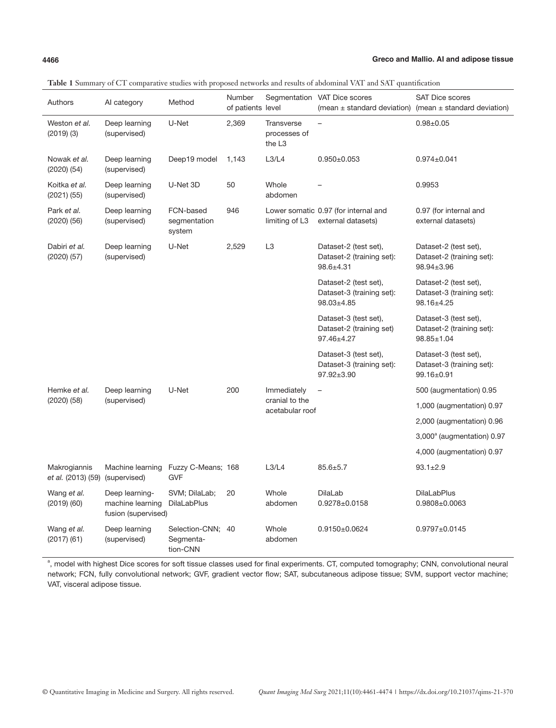**Table 1** Summary of CT comparative studies with proposed networks and results of abdominal VAT and SAT quantification

| Authors | AI category | Method | Number of patients | Segmentation level | VAT Dice scores (mean ± standard deviation) | SAT Dice scores (mean ± standard deviation) |
|---|---|---|---|---|---|---|
| Weston *et al.* (2019) (3) | Deep learning (supervised) | U-Net | 2,369 | Transverse processes of the L3 | – | 0.98±0.05 |
| Nowak *et al.* (2020) (54) | Deep learning (supervised) | Deep19 model | 1,143 | L3/L4 | 0.950±0.053 | 0.974±0.041 |
| Koitka *et al.* (2021) (55) | Deep learning (supervised) | U-Net 3D | 50 | Whole abdomen | – | 0.9953 |
| Park *et al.* (2020) (56) | Deep learning (supervised) | FCN-based segmentation system | 946 | Lower somatic limiting of L3 | 0.97 (for internal and external datasets) | 0.97 (for internal and external datasets) |
| Dabiri *et al.* (2020) (57) | Deep learning (supervised) | U-Net | 2,529 | L3 | Dataset-2 (test set), Dataset-2 (training set): 98.6±4.31 | Dataset-2 (test set), Dataset-2 (training set): 98.94±3.96 |
| | | | | | Dataset-2 (test set), Dataset-3 (training set): 98.03±4.85 | Dataset-2 (test set), Dataset-3 (training set): 98.16±4.25 |
| | | | | | Dataset-3 (test set), Dataset-2 (training set) 97.46±4.27 | Dataset-3 (test set), Dataset-2 (training set): 98.85±1.04 |
| | | | | | Dataset-3 (test set), Dataset-3 (training set): 97.92±3.90 | Dataset-3 (test set), Dataset-3 (training set): 99.16±0.91 |
| Hemke *et al.* (2020) (58) | Deep learning (supervised) | U-Net | 200 | Immediately cranial to the acetabular roof | – | 500 (augmentation) 0.95 |
| | | | | | | 1,000 (augmentation) 0.97 |
| | | | | | | 2,000 (augmentation) 0.96 |
| | | | | | | 3,000[a] (augmentation) 0.97 |
| | | | | | | 4,000 (augmentation) 0.97 |
| Makrogiannis *et al.* (2013) (59) | Machine learning (supervised) | Fuzzy C-Means; GVF | 168 | L3/L4 | 85.6±5.7 | 93.1±2.9 |
| Wang *et al.* (2019) (60) | Deep learning-machine learning fusion (supervised) | SVM; DilaLab; DilaLabPlus | 20 | Whole abdomen | DilaLab 0.9278±0.0158 | DilaLabPlus 0.9808±0.0063 |
| Wang *et al.* (2017) (61) | Deep learning (supervised) | Selection-CNN; Segmentation-CNN | 40 | Whole abdomen | 0.9150±0.0624 | 0.9797±0.0145 |

[a], model with highest Dice scores for soft tissue classes used for final experiments. CT, computed tomography; CNN, convolutional neural network; FCN, fully convolutional network; GVF, gradient vector flow; SAT, subcutaneous adipose tissue; SVM, support vector machine; VAT, visceral adipose tissue.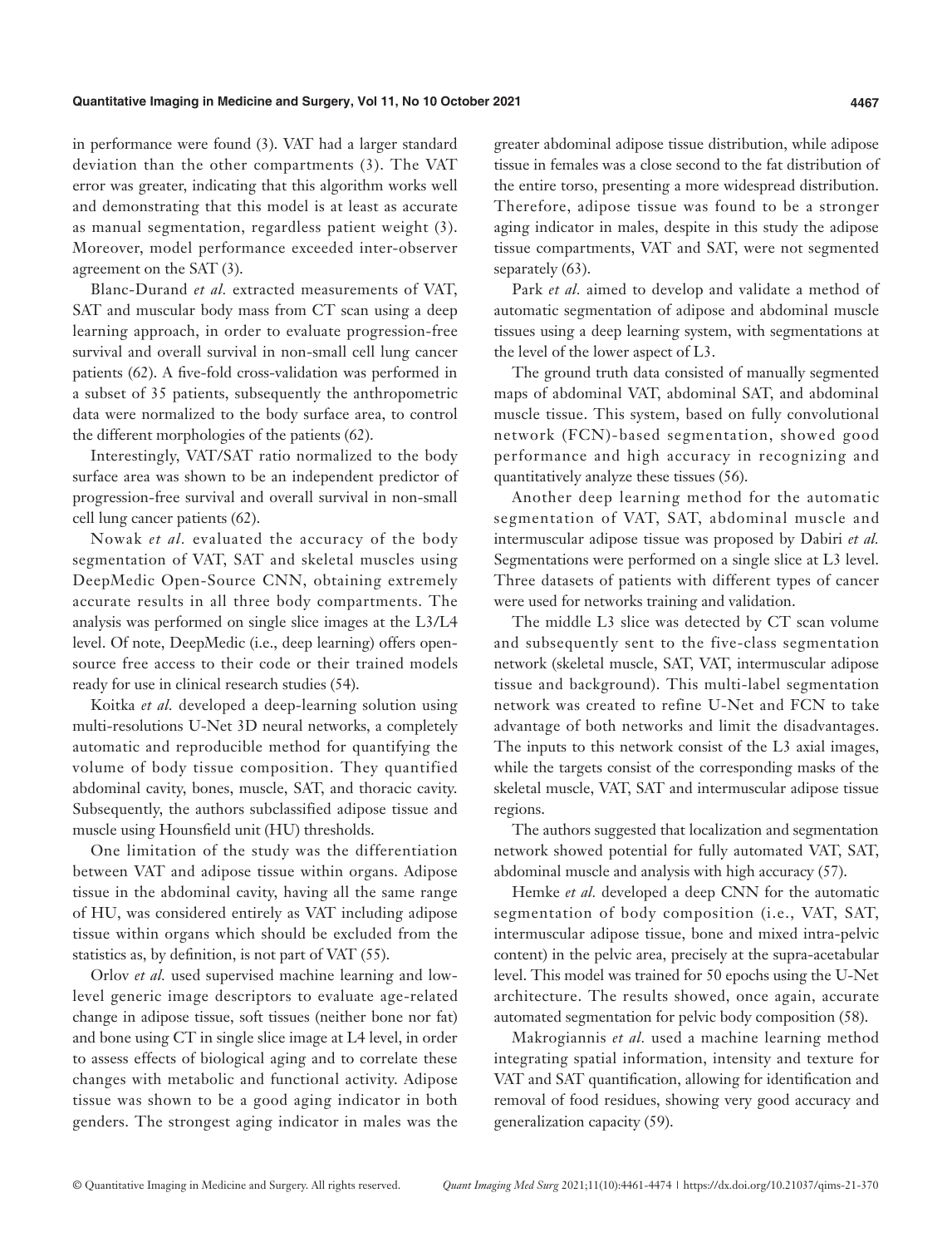in performance were found (3). VAT had a larger standard deviation than the other compartments (3). The VAT error was greater, indicating that this algorithm works well and demonstrating that this model is at least as accurate as manual segmentation, regardless patient weight (3). Moreover, model performance exceeded inter-observer agreement on the SAT (3).

Blanc-Durand *et al.* extracted measurements of VAT, SAT and muscular body mass from CT scan using a deep learning approach, in order to evaluate progression-free survival and overall survival in non-small cell lung cancer patients (62). A five-fold cross-validation was performed in a subset of 35 patients, subsequently the anthropometric data were normalized to the body surface area, to control the different morphologies of the patients (62).

Interestingly, VAT/SAT ratio normalized to the body surface area was shown to be an independent predictor of progression-free survival and overall survival in non-small cell lung cancer patients (62).

Nowak *et al.* evaluated the accuracy of the body segmentation of VAT, SAT and skeletal muscles using DeepMedic Open-Source CNN, obtaining extremely accurate results in all three body compartments. The analysis was performed on single slice images at the L3/L4 level. Of note, DeepMedic (i.e., deep learning) offers open-source free access to their code or their trained models ready for use in clinical research studies (54).

Koitka *et al.* developed a deep-learning solution using multi-resolutions U-Net 3D neural networks, a completely automatic and reproducible method for quantifying the volume of body tissue composition. They quantified abdominal cavity, bones, muscle, SAT, and thoracic cavity. Subsequently, the authors subclassified adipose tissue and muscle using Hounsfield unit (HU) thresholds.

One limitation of the study was the differentiation between VAT and adipose tissue within organs. Adipose tissue in the abdominal cavity, having all the same range of HU, was considered entirely as VAT including adipose tissue within organs which should be excluded from the statistics as, by definition, is not part of VAT (55).

Orlov *et al.* used supervised machine learning and low-level generic image descriptors to evaluate age-related change in adipose tissue, soft tissues (neither bone nor fat) and bone using CT in single slice image at L4 level, in order to assess effects of biological aging and to correlate these changes with metabolic and functional activity. Adipose tissue was shown to be a good aging indicator in both genders. The strongest aging indicator in males was the greater abdominal adipose tissue distribution, while adipose tissue in females was a close second to the fat distribution of the entire torso, presenting a more widespread distribution. Therefore, adipose tissue was found to be a stronger aging indicator in males, despite in this study the adipose tissue compartments, VAT and SAT, were not segmented separately (63).

Park *et al.* aimed to develop and validate a method of automatic segmentation of adipose and abdominal muscle tissues using a deep learning system, with segmentations at the level of the lower aspect of L3.

The ground truth data consisted of manually segmented maps of abdominal VAT, abdominal SAT, and abdominal muscle tissue. This system, based on fully convolutional network (FCN)-based segmentation, showed good performance and high accuracy in recognizing and quantitatively analyze these tissues (56).

Another deep learning method for the automatic segmentation of VAT, SAT, abdominal muscle and intermuscular adipose tissue was proposed by Dabiri *et al.* Segmentations were performed on a single slice at L3 level. Three datasets of patients with different types of cancer were used for networks training and validation.

The middle L3 slice was detected by CT scan volume and subsequently sent to the five-class segmentation network (skeletal muscle, SAT, VAT, intermuscular adipose tissue and background). This multi-label segmentation network was created to refine U-Net and FCN to take advantage of both networks and limit the disadvantages. The inputs to this network consist of the L3 axial images, while the targets consist of the corresponding masks of the skeletal muscle, VAT, SAT and intermuscular adipose tissue regions.

The authors suggested that localization and segmentation network showed potential for fully automated VAT, SAT, abdominal muscle and analysis with high accuracy (57).

Hemke *et al.* developed a deep CNN for the automatic segmentation of body composition (i.e., VAT, SAT, intermuscular adipose tissue, bone and mixed intra-pelvic content) in the pelvic area, precisely at the supra-acetabular level. This model was trained for 50 epochs using the U-Net architecture. The results showed, once again, accurate automated segmentation for pelvic body composition (58).

Makrogiannis *et al.* used a machine learning method integrating spatial information, intensity and texture for VAT and SAT quantification, allowing for identification and removal of food residues, showing very good accuracy and generalization capacity (59).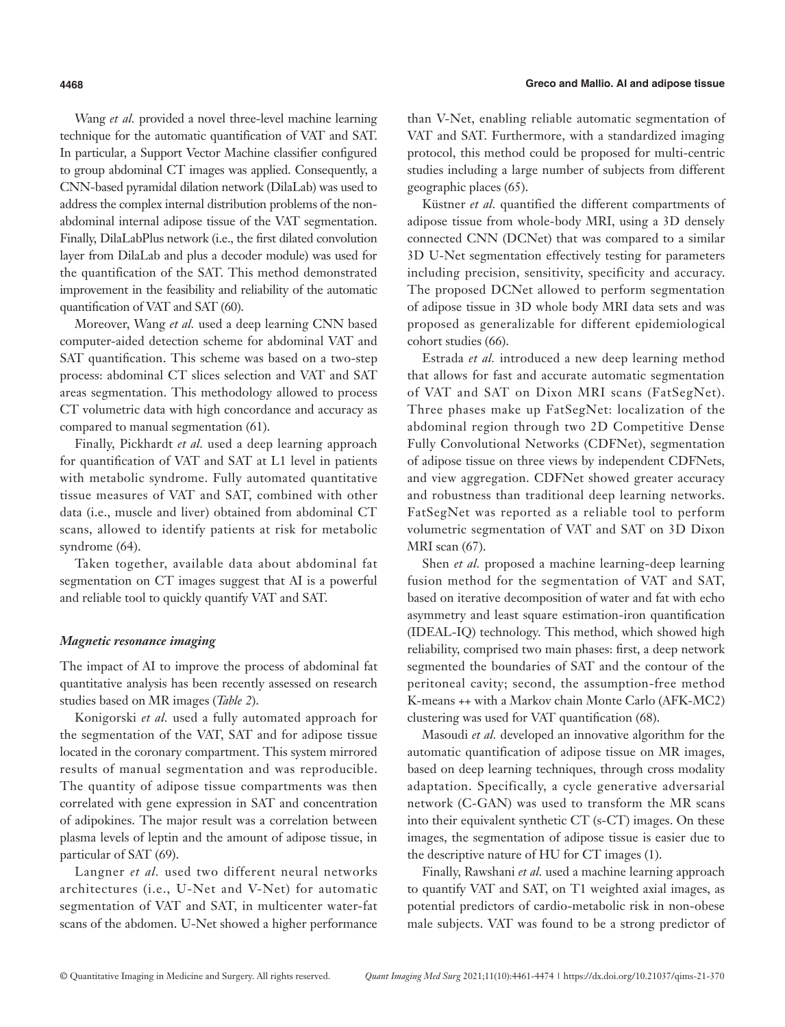Wang *et al.* provided a novel three-level machine learning technique for the automatic quantification of VAT and SAT. In particular, a Support Vector Machine classifier configured to group abdominal CT images was applied. Consequently, a CNN-based pyramidal dilation network (DilaLab) was used to address the complex internal distribution problems of the non-abdominal internal adipose tissue of the VAT segmentation. Finally, DilaLabPlus network (i.e., the first dilated convolution layer from DilaLab and plus a decoder module) was used for the quantification of the SAT. This method demonstrated improvement in the feasibility and reliability of the automatic quantification of VAT and SAT (60).

Moreover, Wang *et al.* used a deep learning CNN based computer-aided detection scheme for abdominal VAT and SAT quantification. This scheme was based on a two-step process: abdominal CT slices selection and VAT and SAT areas segmentation. This methodology allowed to process CT volumetric data with high concordance and accuracy as compared to manual segmentation (61).

Finally, Pickhardt *et al.* used a deep learning approach for quantification of VAT and SAT at L1 level in patients with metabolic syndrome. Fully automated quantitative tissue measures of VAT and SAT, combined with other data (i.e., muscle and liver) obtained from abdominal CT scans, allowed to identify patients at risk for metabolic syndrome (64).

Taken together, available data about abdominal fat segmentation on CT images suggest that AI is a powerful and reliable tool to quickly quantify VAT and SAT.

### *Magnetic resonance imaging*

The impact of AI to improve the process of abdominal fat quantitative analysis has been recently assessed on research studies based on MR images (*Table 2*).

Konigorski *et al.* used a fully automated approach for the segmentation of the VAT, SAT and for adipose tissue located in the coronary compartment. This system mirrored results of manual segmentation and was reproducible. The quantity of adipose tissue compartments was then correlated with gene expression in SAT and concentration of adipokines. The major result was a correlation between plasma levels of leptin and the amount of adipose tissue, in particular of SAT (69).

Langner *et al.* used two different neural networks architectures (i.e., U-Net and V-Net) for automatic segmentation of VAT and SAT, in multicenter water-fat scans of the abdomen. U-Net showed a higher performance than V-Net, enabling reliable automatic segmentation of VAT and SAT. Furthermore, with a standardized imaging protocol, this method could be proposed for multi-centric studies including a large number of subjects from different geographic places (65).

Küstner *et al.* quantified the different compartments of adipose tissue from whole-body MRI, using a 3D densely connected CNN (DCNet) that was compared to a similar 3D U-Net segmentation effectively testing for parameters including precision, sensitivity, specificity and accuracy. The proposed DCNet allowed to perform segmentation of adipose tissue in 3D whole body MRI data sets and was proposed as generalizable for different epidemiological cohort studies (66).

Estrada *et al.* introduced a new deep learning method that allows for fast and accurate automatic segmentation of VAT and SAT on Dixon MRI scans (FatSegNet). Three phases make up FatSegNet: localization of the abdominal region through two 2D Competitive Dense Fully Convolutional Networks (CDFNet), segmentation of adipose tissue on three views by independent CDFNets, and view aggregation. CDFNet showed greater accuracy and robustness than traditional deep learning networks. FatSegNet was reported as a reliable tool to perform volumetric segmentation of VAT and SAT on 3D Dixon MRI scan (67).

Shen *et al.* proposed a machine learning-deep learning fusion method for the segmentation of VAT and SAT, based on iterative decomposition of water and fat with echo asymmetry and least square estimation-iron quantification (IDEAL-IQ) technology. This method, which showed high reliability, comprised two main phases: first, a deep network segmented the boundaries of SAT and the contour of the peritoneal cavity; second, the assumption-free method K-means ++ with a Markov chain Monte Carlo (AFK-MC2) clustering was used for VAT quantification (68).

Masoudi *et al.* developed an innovative algorithm for the automatic quantification of adipose tissue on MR images, based on deep learning techniques, through cross modality adaptation. Specifically, a cycle generative adversarial network (C-GAN) was used to transform the MR scans into their equivalent synthetic CT (s-CT) images. On these images, the segmentation of adipose tissue is easier due to the descriptive nature of HU for CT images (1).

Finally, Rawshani *et al.* used a machine learning approach to quantify VAT and SAT, on T1 weighted axial images, as potential predictors of cardio-metabolic risk in non-obese male subjects. VAT was found to be a strong predictor of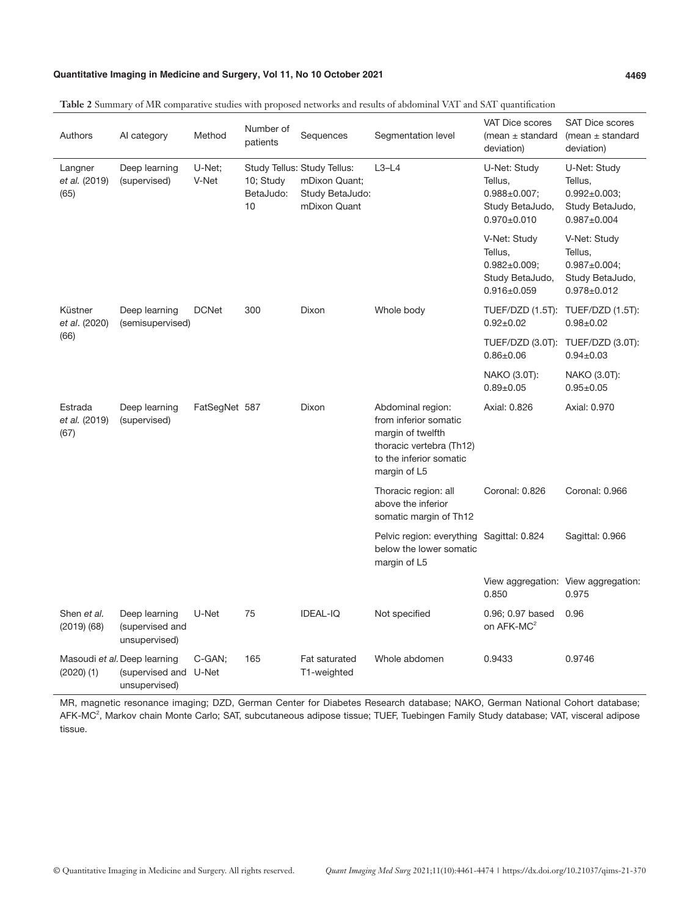**Table 2** Summary of MR comparative studies with proposed networks and results of abdominal VAT and SAT quantification

| Authors | AI category | Method | Number of patients | Sequences | Segmentation level | VAT Dice scores (mean ± standard deviation) | SAT Dice scores (mean ± standard deviation) |
|---|---|---|---|---|---|---|---|
| Langner *et al.* (2019) (65) | Deep learning (supervised) | U-Net; V-Net | Study Tellus: 10; Study BetaJudo: 10 | Study Tellus: mDixon Quant; Study BetaJudo: mDixon Quant | L3–L4 | U-Net: Study Tellus, 0.988±0.007; Study BetaJudo, 0.970±0.010 | U-Net: Study Tellus, 0.992±0.003; Study BetaJudo, 0.987±0.004 |
| | | | | | | V-Net: Study Tellus, 0.982±0.009; Study BetaJudo, 0.916±0.059 | V-Net: Study Tellus, 0.987±0.004; Study BetaJudo, 0.978±0.012 |
| Küstner *et al*. (2020) (66) | Deep learning (semisupervised) | DCNet | 300 | Dixon | Whole body | TUEF/DZD (1.5T): 0.92±0.02 | TUEF/DZD (1.5T): 0.98±0.02 |
| | | | | | | TUEF/DZD (3.0T): 0.86±0.06 | TUEF/DZD (3.0T): 0.94±0.03 |
| | | | | | | NAKO (3.0T): 0.89±0.05 | NAKO (3.0T): 0.95±0.05 |
| Estrada *et al.* (2019) (67) | Deep learning (supervised) | FatSegNet | 587 | Dixon | Abdominal region: from inferior somatic margin of twelfth thoracic vertebra (Th12) to the inferior somatic margin of L5 | Axial: 0.826 | Axial: 0.970 |
| | | | | | Thoracic region: all above the inferior somatic margin of Th12 | Coronal: 0.826 | Coronal: 0.966 |
| | | | | | Pelvic region: everything below the lower somatic margin of L5 | Sagittal: 0.824 | Sagittal: 0.966 |
| | | | | | | View aggregation: 0.850 | View aggregation: 0.975 |
| Shen *et al.* (2019) (68) | Deep learning (supervised and unsupervised) | U-Net | 75 | IDEAL-IQ | Not specified | 0.96; 0.97 based on AFK-MC$^2$ | 0.96 |
| Masoudi *et al.* (2020) (1) | Deep learning (supervised and unsupervised) | C-GAN; U-Net | 165 | Fat saturated T1-weighted | Whole abdomen | 0.9433 | 0.9746 |

MR, magnetic resonance imaging; DZD, German Center for Diabetes Research database; NAKO, German National Cohort database; AFK-MC$^2$, Markov chain Monte Carlo; SAT, subcutaneous adipose tissue; TUEF, Tuebingen Family Study database; VAT, visceral adipose tissue.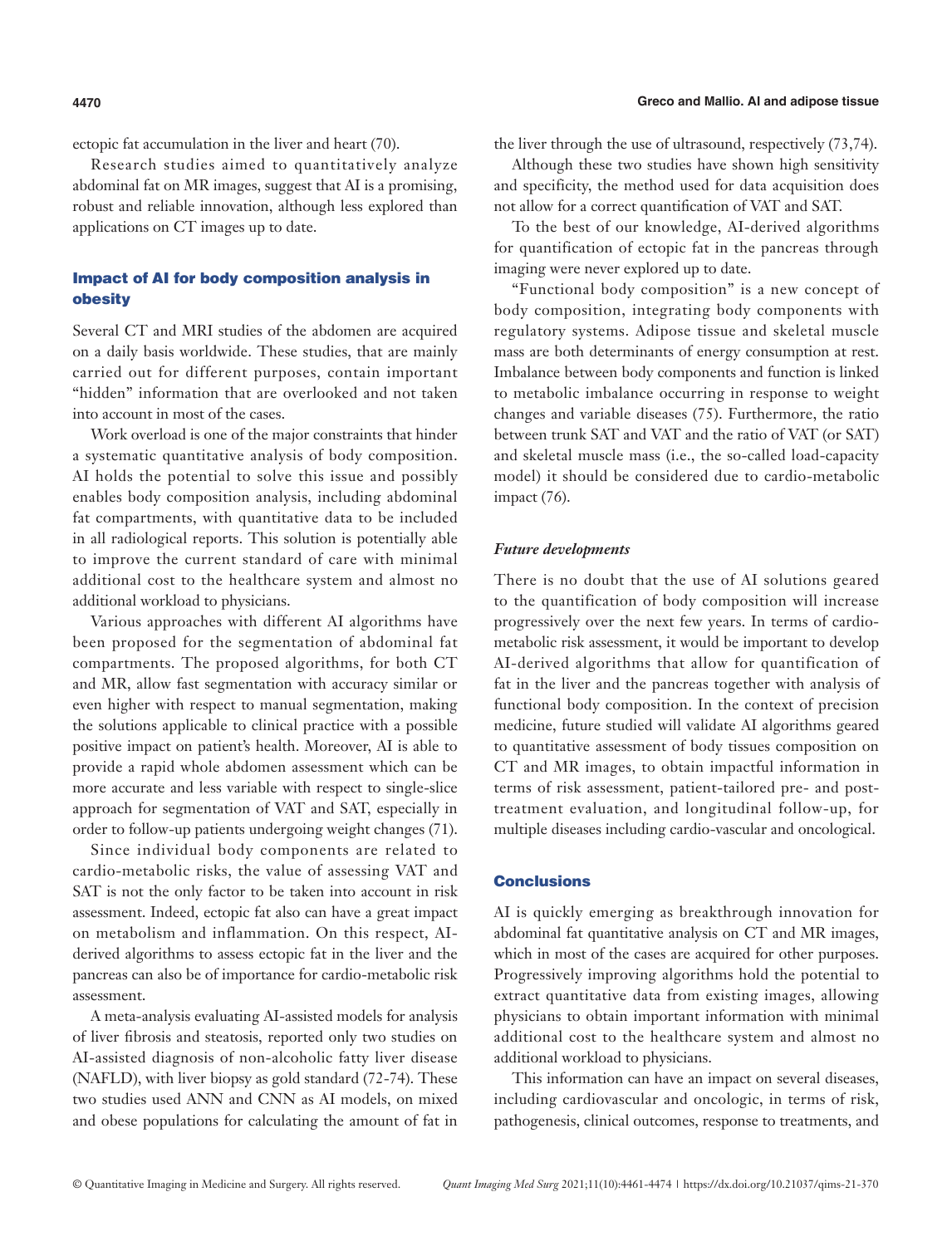ectopic fat accumulation in the liver and heart (70).

Research studies aimed to quantitatively analyze abdominal fat on MR images, suggest that AI is a promising, robust and reliable innovation, although less explored than applications on CT images up to date.

## Impact of AI for body composition analysis in obesity

Several CT and MRI studies of the abdomen are acquired on a daily basis worldwide. These studies, that are mainly carried out for different purposes, contain important "hidden" information that are overlooked and not taken into account in most of the cases.

Work overload is one of the major constraints that hinder a systematic quantitative analysis of body composition. AI holds the potential to solve this issue and possibly enables body composition analysis, including abdominal fat compartments, with quantitative data to be included in all radiological reports. This solution is potentially able to improve the current standard of care with minimal additional cost to the healthcare system and almost no additional workload to physicians.

Various approaches with different AI algorithms have been proposed for the segmentation of abdominal fat compartments. The proposed algorithms, for both CT and MR, allow fast segmentation with accuracy similar or even higher with respect to manual segmentation, making the solutions applicable to clinical practice with a possible positive impact on patient's health. Moreover, AI is able to provide a rapid whole abdomen assessment which can be more accurate and less variable with respect to single-slice approach for segmentation of VAT and SAT, especially in order to follow-up patients undergoing weight changes (71).

Since individual body components are related to cardio-metabolic risks, the value of assessing VAT and SAT is not the only factor to be taken into account in risk assessment. Indeed, ectopic fat also can have a great impact on metabolism and inflammation. On this respect, AI-derived algorithms to assess ectopic fat in the liver and the pancreas can also be of importance for cardio-metabolic risk assessment.

A meta-analysis evaluating AI-assisted models for analysis of liver fibrosis and steatosis, reported only two studies on AI-assisted diagnosis of non-alcoholic fatty liver disease (NAFLD), with liver biopsy as gold standard (72-74). These two studies used ANN and CNN as AI models, on mixed and obese populations for calculating the amount of fat in the liver through the use of ultrasound, respectively (73,74).

Although these two studies have shown high sensitivity and specificity, the method used for data acquisition does not allow for a correct quantification of VAT and SAT.

To the best of our knowledge, AI-derived algorithms for quantification of ectopic fat in the pancreas through imaging were never explored up to date.

"Functional body composition" is a new concept of body composition, integrating body components with regulatory systems. Adipose tissue and skeletal muscle mass are both determinants of energy consumption at rest. Imbalance between body components and function is linked to metabolic imbalance occurring in response to weight changes and variable diseases (75). Furthermore, the ratio between trunk SAT and VAT and the ratio of VAT (or SAT) and skeletal muscle mass (i.e., the so-called load-capacity model) it should be considered due to cardio-metabolic impact (76).

### *Future developments*

There is no doubt that the use of AI solutions geared to the quantification of body composition will increase progressively over the next few years. In terms of cardio-metabolic risk assessment, it would be important to develop AI-derived algorithms that allow for quantification of fat in the liver and the pancreas together with analysis of functional body composition. In the context of precision medicine, future studied will validate AI algorithms geared to quantitative assessment of body tissues composition on CT and MR images, to obtain impactful information in terms of risk assessment, patient-tailored pre- and post-treatment evaluation, and longitudinal follow-up, for multiple diseases including cardio-vascular and oncological.

## Conclusions

AI is quickly emerging as breakthrough innovation for abdominal fat quantitative analysis on CT and MR images, which in most of the cases are acquired for other purposes. Progressively improving algorithms hold the potential to extract quantitative data from existing images, allowing physicians to obtain important information with minimal additional cost to the healthcare system and almost no additional workload to physicians.

This information can have an impact on several diseases, including cardiovascular and oncologic, in terms of risk, pathogenesis, clinical outcomes, response to treatments, and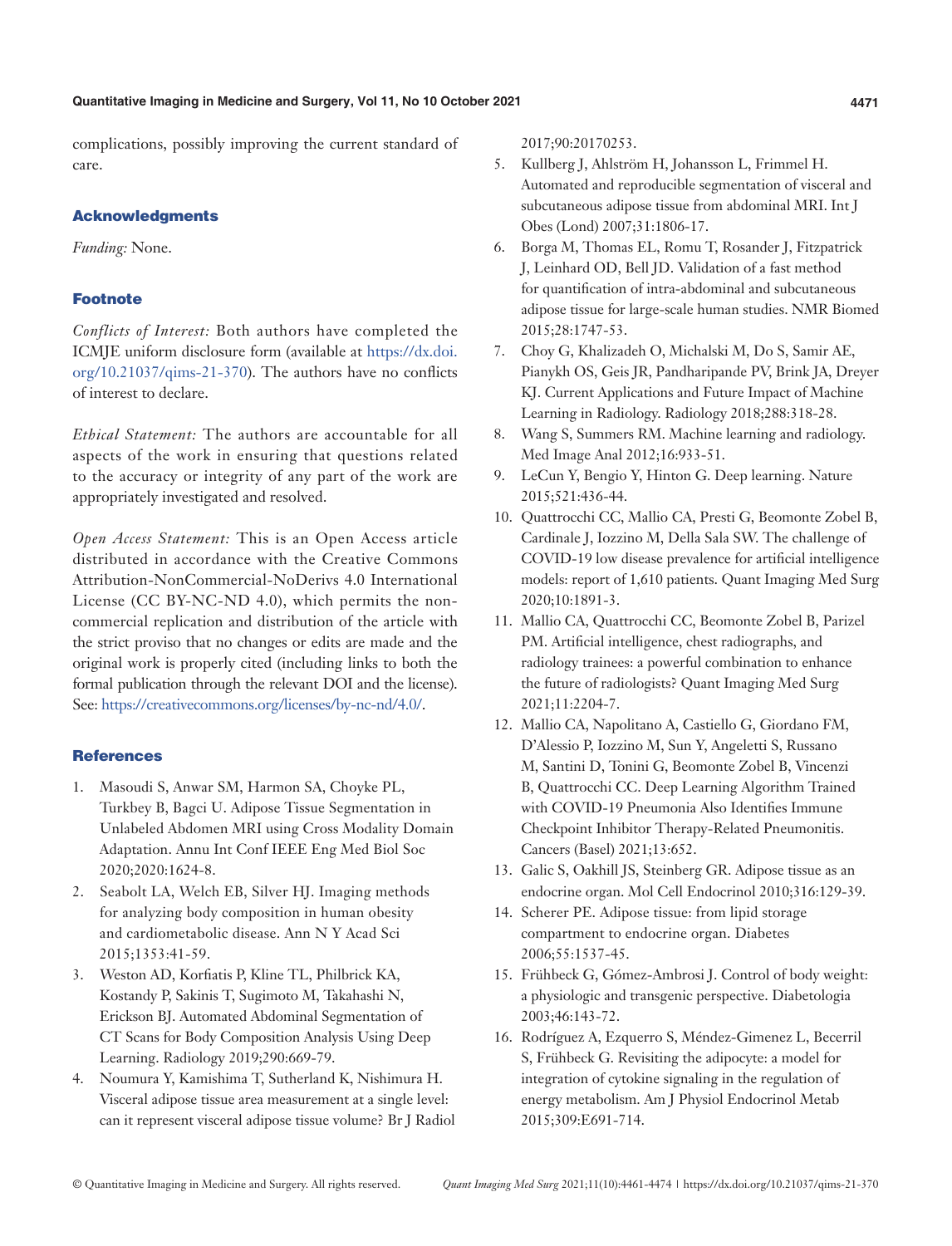complications, possibly improving the current standard of care.

## Acknowledgments

*Funding:* None.

## Footnote

*Conflicts of Interest:* Both authors have completed the ICMJE uniform disclosure form (available at https://dx.doi.org/10.21037/qims-21-370). The authors have no conflicts of interest to declare.

*Ethical Statement:* The authors are accountable for all aspects of the work in ensuring that questions related to the accuracy or integrity of any part of the work are appropriately investigated and resolved.

*Open Access Statement:* This is an Open Access article distributed in accordance with the Creative Commons Attribution-NonCommercial-NoDerivs 4.0 International License (CC BY-NC-ND 4.0), which permits the non-commercial replication and distribution of the article with the strict proviso that no changes or edits are made and the original work is properly cited (including links to both the formal publication through the relevant DOI and the license). See: https://creativecommons.org/licenses/by-nc-nd/4.0/.

## References

1. Masoudi S, Anwar SM, Harmon SA, Choyke PL, Turkbey B, Bagci U. Adipose Tissue Segmentation in Unlabeled Abdomen MRI using Cross Modality Domain Adaptation. Annu Int Conf IEEE Eng Med Biol Soc 2020;2020:1624-8.
2. Seabolt LA, Welch EB, Silver HJ. Imaging methods for analyzing body composition in human obesity and cardiometabolic disease. Ann N Y Acad Sci 2015;1353:41-59.
3. Weston AD, Korfiatis P, Kline TL, Philbrick KA, Kostandy P, Sakinis T, Sugimoto M, Takahashi N, Erickson BJ. Automated Abdominal Segmentation of CT Scans for Body Composition Analysis Using Deep Learning. Radiology 2019;290:669-79.
4. Noumura Y, Kamishima T, Sutherland K, Nishimura H. Visceral adipose tissue area measurement at a single level: can it represent visceral adipose tissue volume? Br J Radiol 2017;90:20170253.
5. Kullberg J, Ahlström H, Johansson L, Frimmel H. Automated and reproducible segmentation of visceral and subcutaneous adipose tissue from abdominal MRI. Int J Obes (Lond) 2007;31:1806-17.
6. Borga M, Thomas EL, Romu T, Rosander J, Fitzpatrick J, Leinhard OD, Bell JD. Validation of a fast method for quantification of intra-abdominal and subcutaneous adipose tissue for large-scale human studies. NMR Biomed 2015;28:1747-53.
7. Choy G, Khalizadeh O, Michalski M, Do S, Samir AE, Pianykh OS, Geis JR, Pandharipande PV, Brink JA, Dreyer KJ. Current Applications and Future Impact of Machine Learning in Radiology. Radiology 2018;288:318-28.
8. Wang S, Summers RM. Machine learning and radiology. Med Image Anal 2012;16:933-51.
9. LeCun Y, Bengio Y, Hinton G. Deep learning. Nature 2015;521:436-44.
10. Quattrocchi CC, Mallio CA, Presti G, Beomonte Zobel B, Cardinale J, Iozzino M, Della Sala SW. The challenge of COVID-19 low disease prevalence for artificial intelligence models: report of 1,610 patients. Quant Imaging Med Surg 2020;10:1891-3.
11. Mallio CA, Quattrocchi CC, Beomonte Zobel B, Parizel PM. Artificial intelligence, chest radiographs, and radiology trainees: a powerful combination to enhance the future of radiologists? Quant Imaging Med Surg 2021;11:2204-7.
12. Mallio CA, Napolitano A, Castiello G, Giordano FM, D'Alessio P, Iozzino M, Sun Y, Angeletti S, Russano M, Santini D, Tonini G, Beomonte Zobel B, Vincenzi B, Quattrocchi CC. Deep Learning Algorithm Trained with COVID-19 Pneumonia Also Identifies Immune Checkpoint Inhibitor Therapy-Related Pneumonitis. Cancers (Basel) 2021;13:652.
13. Galic S, Oakhill JS, Steinberg GR. Adipose tissue as an endocrine organ. Mol Cell Endocrinol 2010;316:129-39.
14. Scherer PE. Adipose tissue: from lipid storage compartment to endocrine organ. Diabetes 2006;55:1537-45.
15. Frühbeck G, Gómez-Ambrosi J. Control of body weight: a physiologic and transgenic perspective. Diabetologia 2003;46:143-72.
16. Rodríguez A, Ezquerro S, Méndez-Gimenez L, Becerril S, Frühbeck G. Revisiting the adipocyte: a model for integration of cytokine signaling in the regulation of energy metabolism. Am J Physiol Endocrinol Metab 2015;309:E691-714.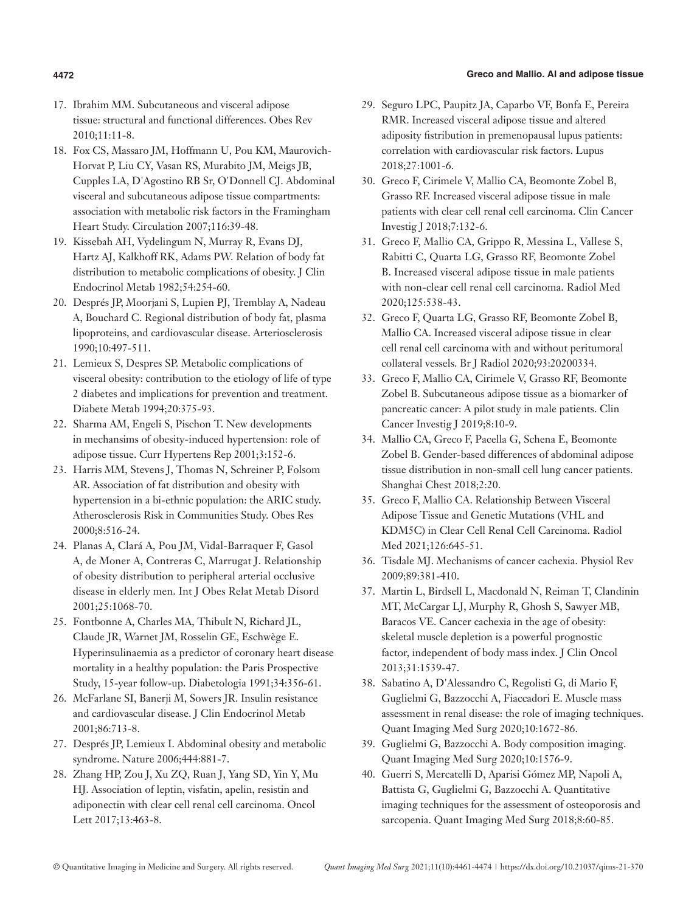17. Ibrahim MM. Subcutaneous and visceral adipose tissue: structural and functional differences. Obes Rev 2010;11:11-8.
18. Fox CS, Massaro JM, Hoffmann U, Pou KM, Maurovich-Horvat P, Liu CY, Vasan RS, Murabito JM, Meigs JB, Cupples LA, D'Agostino RB Sr, O'Donnell CJ. Abdominal visceral and subcutaneous adipose tissue compartments: association with metabolic risk factors in the Framingham Heart Study. Circulation 2007;116:39-48.
19. Kissebah AH, Vydelingum N, Murray R, Evans DJ, Hartz AJ, Kalkhoff RK, Adams PW. Relation of body fat distribution to metabolic complications of obesity. J Clin Endocrinol Metab 1982;54:254-60.
20. Després JP, Moorjani S, Lupien PJ, Tremblay A, Nadeau A, Bouchard C. Regional distribution of body fat, plasma lipoproteins, and cardiovascular disease. Arteriosclerosis 1990;10:497-511.
21. Lemieux S, Despres SP. Metabolic complications of visceral obesity: contribution to the etiology of life of type 2 diabetes and implications for prevention and treatment. Diabete Metab 1994;20:375-93.
22. Sharma AM, Engeli S, Pischon T. New developments in mechansims of obesity-induced hypertension: role of adipose tissue. Curr Hypertens Rep 2001;3:152-6.
23. Harris MM, Stevens J, Thomas N, Schreiner P, Folsom AR. Association of fat distribution and obesity with hypertension in a bi-ethnic population: the ARIC study. Atherosclerosis Risk in Communities Study. Obes Res 2000;8:516-24.
24. Planas A, Clará A, Pou JM, Vidal-Barraquer F, Gasol A, de Moner A, Contreras C, Marrugat J. Relationship of obesity distribution to peripheral arterial occlusive disease in elderly men. Int J Obes Relat Metab Disord 2001;25:1068-70.
25. Fontbonne A, Charles MA, Thibult N, Richard JL, Claude JR, Warnet JM, Rosselin GE, Eschwège E. Hyperinsulinaemia as a predictor of coronary heart disease mortality in a healthy population: the Paris Prospective Study, 15-year follow-up. Diabetologia 1991;34:356-61.
26. McFarlane SI, Banerji M, Sowers JR. Insulin resistance and cardiovascular disease. J Clin Endocrinol Metab 2001;86:713-8.
27. Després JP, Lemieux I. Abdominal obesity and metabolic syndrome. Nature 2006;444:881-7.
28. Zhang HP, Zou J, Xu ZQ, Ruan J, Yang SD, Yin Y, Mu HJ. Association of leptin, visfatin, apelin, resistin and adiponectin with clear cell renal cell carcinoma. Oncol Lett 2017;13:463-8.
29. Seguro LPC, Paupitz JA, Caparbo VF, Bonfa E, Pereira RMR. Increased visceral adipose tissue and altered adiposity fistribution in premenopausal lupus patients: correlation with cardiovascular risk factors. Lupus 2018;27:1001-6.
30. Greco F, Cirimele V, Mallio CA, Beomonte Zobel B, Grasso RF. Increased visceral adipose tissue in male patients with clear cell renal cell carcinoma. Clin Cancer Investig J 2018;7:132-6.
31. Greco F, Mallio CA, Grippo R, Messina L, Vallese S, Rabitti C, Quarta LG, Grasso RF, Beomonte Zobel B. Increased visceral adipose tissue in male patients with non-clear cell renal cell carcinoma. Radiol Med 2020;125:538-43.
32. Greco F, Quarta LG, Grasso RF, Beomonte Zobel B, Mallio CA. Increased visceral adipose tissue in clear cell renal cell carcinoma with and without peritumoral collateral vessels. Br J Radiol 2020;93:20200334.
33. Greco F, Mallio CA, Cirimele V, Grasso RF, Beomonte Zobel B. Subcutaneous adipose tissue as a biomarker of pancreatic cancer: A pilot study in male patients. Clin Cancer Investig J 2019;8:10-9.
34. Mallio CA, Greco F, Pacella G, Schena E, Beomonte Zobel B. Gender-based differences of abdominal adipose tissue distribution in non-small cell lung cancer patients. Shanghai Chest 2018;2:20.
35. Greco F, Mallio CA. Relationship Between Visceral Adipose Tissue and Genetic Mutations (VHL and KDM5C) in Clear Cell Renal Cell Carcinoma. Radiol Med 2021;126:645-51.
36. Tisdale MJ. Mechanisms of cancer cachexia. Physiol Rev 2009;89:381-410.
37. Martin L, Birdsell L, Macdonald N, Reiman T, Clandinin MT, McCargar LJ, Murphy R, Ghosh S, Sawyer MB, Baracos VE. Cancer cachexia in the age of obesity: skeletal muscle depletion is a powerful prognostic factor, independent of body mass index. J Clin Oncol 2013;31:1539-47.
38. Sabatino A, D'Alessandro C, Regolisti G, di Mario F, Guglielmi G, Bazzocchi A, Fiaccadori E. Muscle mass assessment in renal disease: the role of imaging techniques. Quant Imaging Med Surg 2020;10:1672-86.
39. Guglielmi G, Bazzocchi A. Body composition imaging. Quant Imaging Med Surg 2020;10:1576-9.
40. Guerri S, Mercatelli D, Aparisi Gómez MP, Napoli A, Battista G, Guglielmi G, Bazzocchi A. Quantitative imaging techniques for the assessment of osteoporosis and sarcopenia. Quant Imaging Med Surg 2018;8:60-85.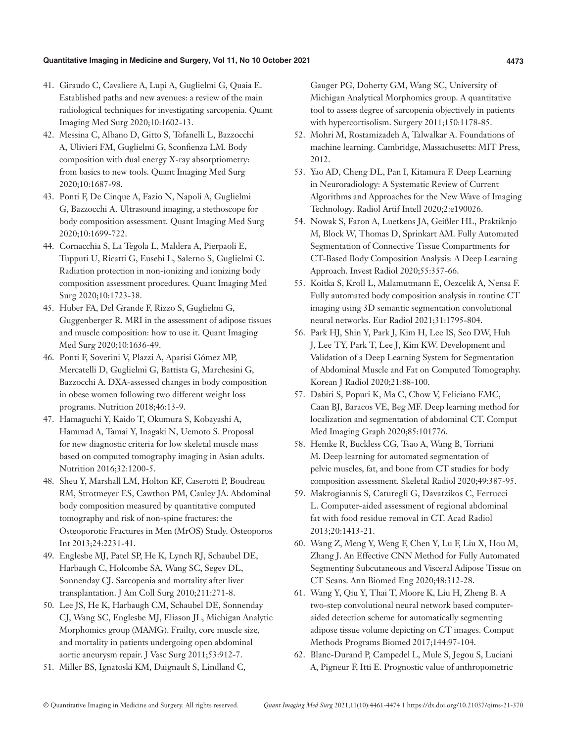41. Giraudo C, Cavaliere A, Lupi A, Guglielmi G, Quaia E. Established paths and new avenues: a review of the main radiological techniques for investigating sarcopenia. Quant Imaging Med Surg 2020;10:1602-13.
42. Messina C, Albano D, Gitto S, Tofanelli L, Bazzocchi A, Ulivieri FM, Guglielmi G, Sconfienza LM. Body composition with dual energy X-ray absorptiometry: from basics to new tools. Quant Imaging Med Surg 2020;10:1687-98.
43. Ponti F, De Cinque A, Fazio N, Napoli A, Guglielmi G, Bazzocchi A. Ultrasound imaging, a stethoscope for body composition assessment. Quant Imaging Med Surg 2020;10:1699-722.
44. Cornacchia S, La Tegola L, Maldera A, Pierpaoli E, Tupputi U, Ricatti G, Eusebi L, Salerno S, Guglielmi G. Radiation protection in non-ionizing and ionizing body composition assessment procedures. Quant Imaging Med Surg 2020;10:1723-38.
45. Huber FA, Del Grande F, Rizzo S, Guglielmi G, Guggenberger R. MRI in the assessment of adipose tissues and muscle composition: how to use it. Quant Imaging Med Surg 2020;10:1636-49.
46. Ponti F, Soverini V, Plazzi A, Aparisi Gómez MP, Mercatelli D, Guglielmi G, Battista G, Marchesini G, Bazzocchi A. DXA-assessed changes in body composition in obese women following two different weight loss programs. Nutrition 2018;46:13-9.
47. Hamaguchi Y, Kaido T, Okumura S, Kobayashi A, Hammad A, Tamai Y, Inagaki N, Uemoto S. Proposal for new diagnostic criteria for low skeletal muscle mass based on computed tomography imaging in Asian adults. Nutrition 2016;32:1200-5.
48. Sheu Y, Marshall LM, Holton KF, Caserotti P, Boudreau RM, Strotmeyer ES, Cawthon PM, Cauley JA. Abdominal body composition measured by quantitative computed tomography and risk of non-spine fractures: the Osteoporotic Fractures in Men (MrOS) Study. Osteoporos Int 2013;24:2231-41.
49. Englesbe MJ, Patel SP, He K, Lynch RJ, Schaubel DE, Harbaugh C, Holcombe SA, Wang SC, Segev DL, Sonnenday CJ. Sarcopenia and mortality after liver transplantation. J Am Coll Surg 2010;211:271-8.
50. Lee JS, He K, Harbaugh CM, Schaubel DE, Sonnenday CJ, Wang SC, Englesbe MJ, Eliason JL, Michigan Analytic Morphomics group (MAMG). Frailty, core muscle size, and mortality in patients undergoing open abdominal aortic aneurysm repair. J Vasc Surg 2011;53:912-7.
51. Miller BS, Ignatoski KM, Daignault S, Lindland C, Gauger PG, Doherty GM, Wang SC, University of Michigan Analytical Morphomics group. A quantitative tool to assess degree of sarcopenia objectively in patients with hypercortisolism. Surgery 2011;150:1178-85.
52. Mohri M, Rostamizadeh A, Talwalkar A. Foundations of machine learning. Cambridge, Massachusetts: MIT Press, 2012.
53. Yao AD, Cheng DL, Pan I, Kitamura F. Deep Learning in Neuroradiology: A Systematic Review of Current Algorithms and Approaches for the New Wave of Imaging Technology. Radiol Artif Intell 2020;2:e190026.
54. Nowak S, Faron A, Luetkens JA, Geißler HL, Praktiknjo M, Block W, Thomas D, Sprinkart AM. Fully Automated Segmentation of Connective Tissue Compartments for CT-Based Body Composition Analysis: A Deep Learning Approach. Invest Radiol 2020;55:357-66.
55. Koitka S, Kroll L, Malamutmann E, Oezcelik A, Nensa F. Fully automated body composition analysis in routine CT imaging using 3D semantic segmentation convolutional neural networks. Eur Radiol 2021;31:1795-804.
56. Park HJ, Shin Y, Park J, Kim H, Lee IS, Seo DW, Huh J, Lee TY, Park T, Lee J, Kim KW. Development and Validation of a Deep Learning System for Segmentation of Abdominal Muscle and Fat on Computed Tomography. Korean J Radiol 2020;21:88-100.
57. Dabiri S, Popuri K, Ma C, Chow V, Feliciano EMC, Caan BJ, Baracos VE, Beg MF. Deep learning method for localization and segmentation of abdominal CT. Comput Med Imaging Graph 2020;85:101776.
58. Hemke R, Buckless CG, Tsao A, Wang B, Torriani M. Deep learning for automated segmentation of pelvic muscles, fat, and bone from CT studies for body composition assessment. Skeletal Radiol 2020;49:387-95.
59. Makrogiannis S, Caturegli G, Davatzikos C, Ferrucci L. Computer-aided assessment of regional abdominal fat with food residue removal in CT. Acad Radiol 2013;20:1413-21.
60. Wang Z, Meng Y, Weng F, Chen Y, Lu F, Liu X, Hou M, Zhang J. An Effective CNN Method for Fully Automated Segmenting Subcutaneous and Visceral Adipose Tissue on CT Scans. Ann Biomed Eng 2020;48:312-28.
61. Wang Y, Qiu Y, Thai T, Moore K, Liu H, Zheng B. A two-step convolutional neural network based computer-aided detection scheme for automatically segmenting adipose tissue volume depicting on CT images. Comput Methods Programs Biomed 2017;144:97-104.
62. Blanc-Durand P, Campedel L, Mule S, Jegou S, Luciani A, Pigneur F, Itti E. Prognostic value of anthropometric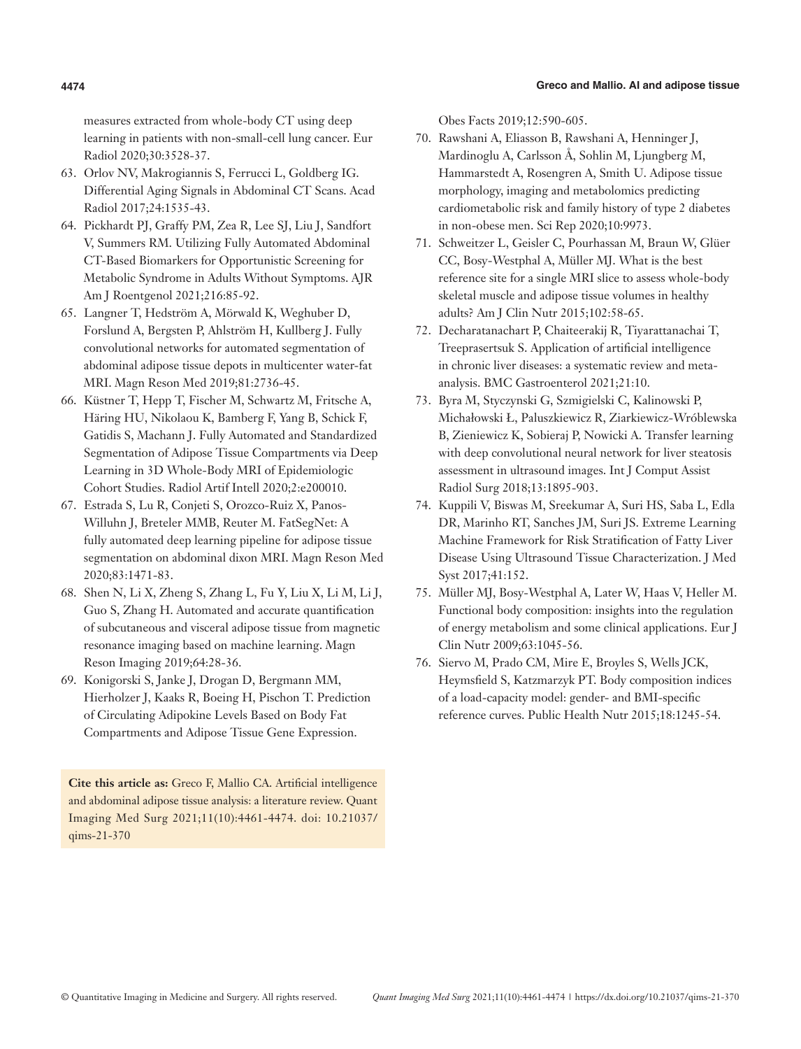measures extracted from whole-body CT using deep learning in patients with non-small-cell lung cancer. Eur Radiol 2020;30:3528-37.

63. Orlov NV, Makrogiannis S, Ferrucci L, Goldberg IG. Differential Aging Signals in Abdominal CT Scans. Acad Radiol 2017;24:1535-43.
64. Pickhardt PJ, Graffy PM, Zea R, Lee SJ, Liu J, Sandfort V, Summers RM. Utilizing Fully Automated Abdominal CT-Based Biomarkers for Opportunistic Screening for Metabolic Syndrome in Adults Without Symptoms. AJR Am J Roentgenol 2021;216:85-92.
65. Langner T, Hedström A, Mörwald K, Weghuber D, Forslund A, Bergsten P, Ahlström H, Kullberg J. Fully convolutional networks for automated segmentation of abdominal adipose tissue depots in multicenter water-fat MRI. Magn Reson Med 2019;81:2736-45.
66. Küstner T, Hepp T, Fischer M, Schwartz M, Fritsche A, Häring HU, Nikolaou K, Bamberg F, Yang B, Schick F, Gatidis S, Machann J. Fully Automated and Standardized Segmentation of Adipose Tissue Compartments via Deep Learning in 3D Whole-Body MRI of Epidemiologic Cohort Studies. Radiol Artif Intell 2020;2:e200010.
67. Estrada S, Lu R, Conjeti S, Orozco-Ruiz X, Panos-Willuhn J, Breteler MMB, Reuter M. FatSegNet: A fully automated deep learning pipeline for adipose tissue segmentation on abdominal dixon MRI. Magn Reson Med 2020;83:1471-83.
68. Shen N, Li X, Zheng S, Zhang L, Fu Y, Liu X, Li M, Li J, Guo S, Zhang H. Automated and accurate quantification of subcutaneous and visceral adipose tissue from magnetic resonance imaging based on machine learning. Magn Reson Imaging 2019;64:28-36.
69. Konigorski S, Janke J, Drogan D, Bergmann MM, Hierholzer J, Kaaks R, Boeing H, Pischon T. Prediction of Circulating Adipokine Levels Based on Body Fat Compartments and Adipose Tissue Gene Expression. Obes Facts 2019;12:590-605.
70. Rawshani A, Eliasson B, Rawshani A, Henninger J, Mardinoglu A, Carlsson Å, Sohlin M, Ljungberg M, Hammarstedt A, Rosengren A, Smith U. Adipose tissue morphology, imaging and metabolomics predicting cardiometabolic risk and family history of type 2 diabetes in non-obese men. Sci Rep 2020;10:9973.
71. Schweitzer L, Geisler C, Pourhassan M, Braun W, Glüer CC, Bosy-Westphal A, Müller MJ. What is the best reference site for a single MRI slice to assess whole-body skeletal muscle and adipose tissue volumes in healthy adults? Am J Clin Nutr 2015;102:58-65.
72. Decharatanachart P, Chaiteerakij R, Tiyarattanachai T, Treeprasertsuk S. Application of artificial intelligence in chronic liver diseases: a systematic review and meta-analysis. BMC Gastroenterol 2021;21:10.
73. Byra M, Styczynski G, Szmigielski C, Kalinowski P, Michałowski Ł, Paluszkiewicz R, Ziarkiewicz-Wróblewska B, Zieniewicz K, Sobieraj P, Nowicki A. Transfer learning with deep convolutional neural network for liver steatosis assessment in ultrasound images. Int J Comput Assist Radiol Surg 2018;13:1895-903.
74. Kuppili V, Biswas M, Sreekumar A, Suri HS, Saba L, Edla DR, Marinho RT, Sanches JM, Suri JS. Extreme Learning Machine Framework for Risk Stratification of Fatty Liver Disease Using Ultrasound Tissue Characterization. J Med Syst 2017;41:152.
75. Müller MJ, Bosy-Westphal A, Later W, Haas V, Heller M. Functional body composition: insights into the regulation of energy metabolism and some clinical applications. Eur J Clin Nutr 2009;63:1045-56.
76. Siervo M, Prado CM, Mire E, Broyles S, Wells JCK, Heymsfield S, Katzmarzyk PT. Body composition indices of a load-capacity model: gender- and BMI-specific reference curves. Public Health Nutr 2015;18:1245-54.

**Cite this article as:** Greco F, Mallio CA. Artificial intelligence and abdominal adipose tissue analysis: a literature review. Quant Imaging Med Surg 2021;11(10):4461-4474. doi: 10.21037/qims-21-370